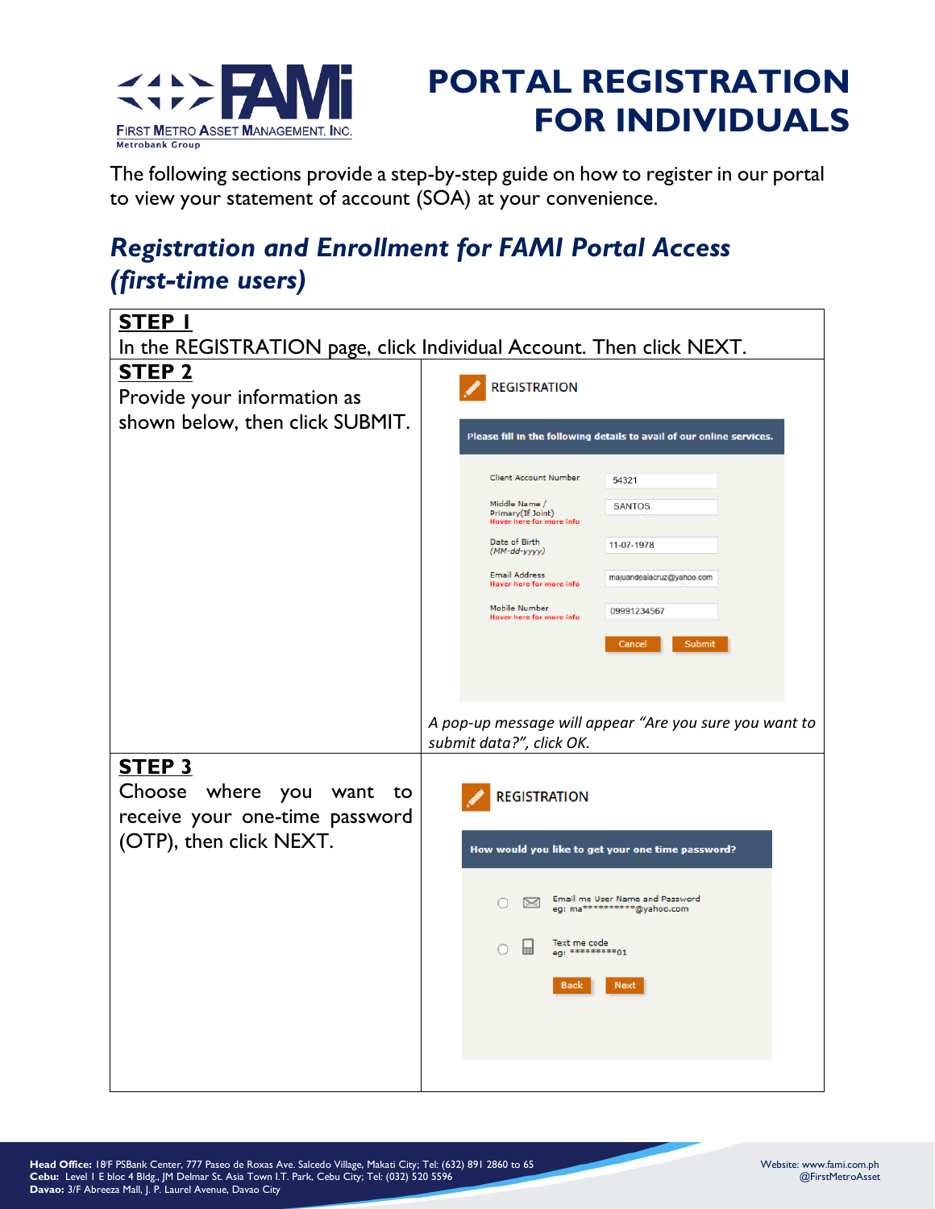# PORTAL REGISTRATION FOR INDIVIDUALS

The following sections provide a step-by-step guide on how to register in our portal to view your statement of account (SOA) at your convenience.

## *Registration and Enrollment for FAMI Portal Access (first-time users)*

**STEP 1**

In the REGISTRATION page, click Individual Account. Then click NEXT.

**STEP 2**

Provide your information as shown below, then click SUBMIT.

REGISTRATION

Please fill in the following details to avail of our online services.

| | |
|---|---|
| Client Account Number | 54321 |
| Middle Name / Primary(If Joint) Hover here for more info | SANTOS |
| Date of Birth (MM-dd-yyyy) | 11-07-1978 |
| Email Address Hover here for more info | majuandealacruz@yahoo.com |
| Mobile Number Hover here for more info | 09991234567 |

Cancel | Submit

*A pop-up message will appear "Are you sure you want to submit data?", click OK.*

**STEP 3**

Choose where you want to receive your one-time password (OTP), then click NEXT.

REGISTRATION

How would you like to get your one time password?

- Email me User Name and Password eg: ma**********@yahoo.com
- Text me code eg: *********01

Back | Next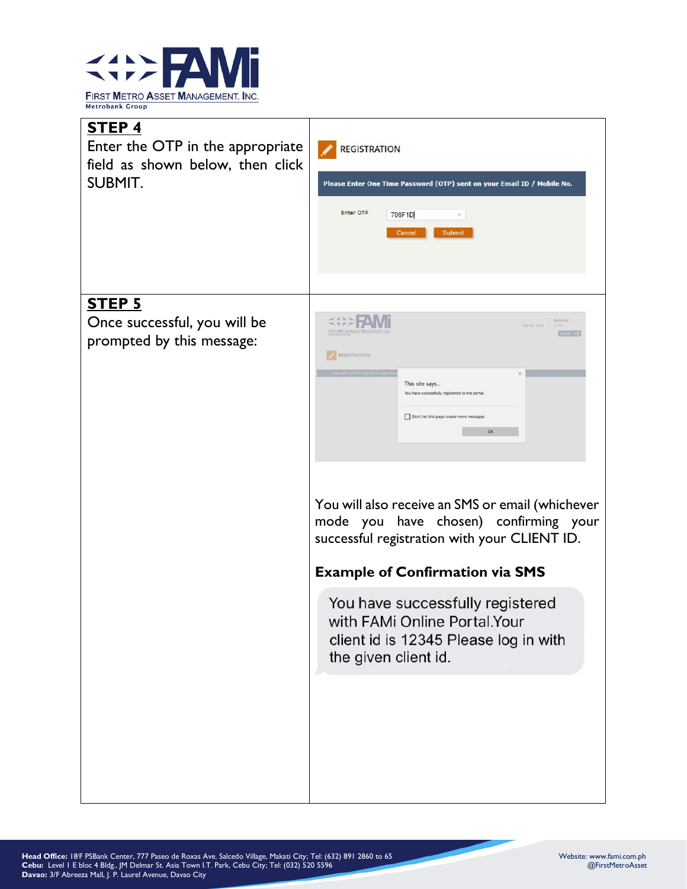| | |
|---|---|
| **STEP 4**<br>Enter the OTP in the appropriate field as shown below, then click SUBMIT. | REGISTRATION<br>Please Enter One Time Password (OTP) sent on your Email ID / Mobile No.<br>Enter OTP 706F1D<br>Cancel Submit |
| **STEP 5**<br>Once successful, you will be prompted by this message: | This site says...<br>You have successfully registered to the portal.<br>Don't let this page create more messages<br>OK<br><br>You will also receive an SMS or email (whichever mode you have chosen) confirming your successful registration with your CLIENT ID.<br><br>**Example of Confirmation via SMS**<br><br>You have successfully registered with FAMi Online Portal.Your client id is 12345 Please log in with the given client id. |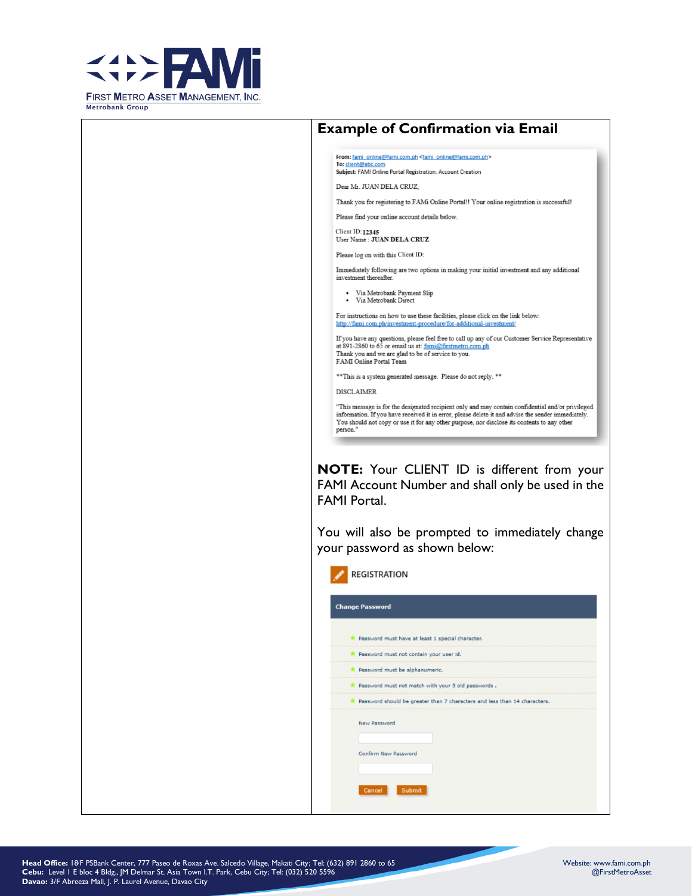## Example of Confirmation via Email

From: fami_online@fami.com.ph <fami_online@fami.com.ph>
To: client@abc.com
Subject: FAMI Online Portal Registration: Account Creation

Dear Mr. JUAN DELA CRUZ,

Thank you for registering to FAMi Online Portal!! Your online registration is successful!

Please find your online account details below.

Client ID: **12345**
User Name : **JUAN DELA CRUZ**

Please log on with this Client ID:

Immediately following are two options in making your initial investment and any additional investment thereafter.

- Via Metrobank Payment Slip
- Via Metrobank Direct

For instructions on how to use these facilities, please click on the link below:
http://fami.com.ph/investment-procedure/for-additional-investment/

If you have any questions, please feel free to call up any of our Customer Service Representative at 891-2860 to 65 or email us at: fami@firstmetro.com.ph
Thank you and we are glad to be of service to you.
FAMI Online Portal Team

**This is a system generated message. Please do not reply. **

DISCLAIMER

"This message is for the designated recipient only and may contain confidential and/or privileged information. If you have received it in error, please delete it and advise the sender immediately. You should not copy or use it for any other purpose, nor disclose its contents to any other person."

**NOTE:** Your CLIENT ID is different from your FAMI Account Number and shall only be used in the FAMI Portal.

You will also be prompted to immediately change your password as shown below:

REGISTRATION

**Change Password**

- Password must have at least 1 special character.
- Password must not contain your user id.
- Password must be alphanumeric.
- Password must not match with your 5 old passwords .
- Password should be greater than 7 characters and less than 14 characters.

New Password

Confirm New Password

Cancel | Submit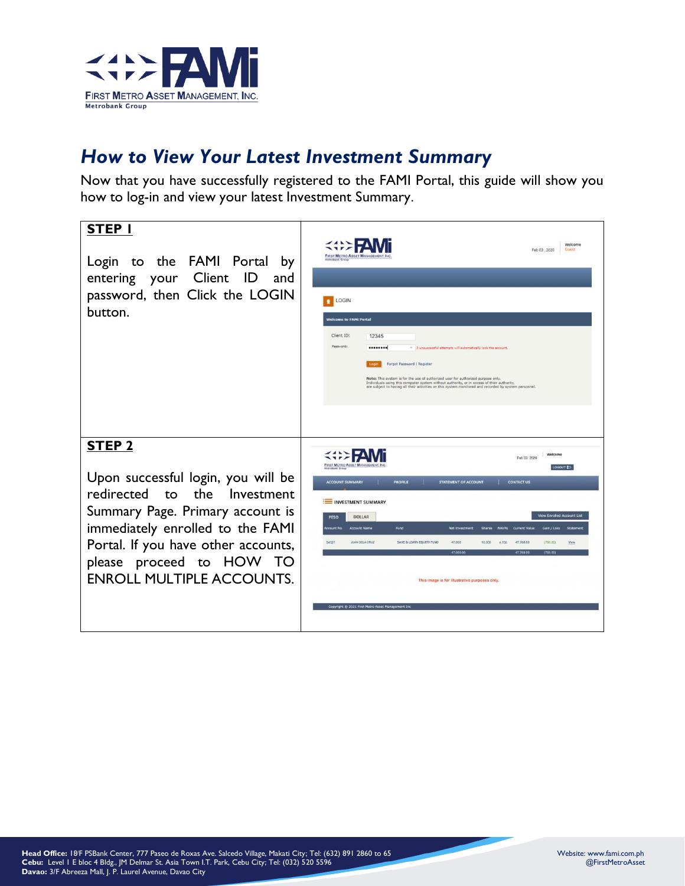## *How to View Your Latest Investment Summary*

Now that you have successfully registered to the FAMI Portal, this guide will show you how to log-in and view your latest Investment Summary.

| | |
|---|---|
| **STEP 1**<br><br>Login to the FAMI Portal by entering your Client ID and password, then Click the LOGIN button. | |
| **STEP 2**<br><br>Upon successful login, you will be redirected to the Investment Summary Page. Primary account is immediately enrolled to the FAMI Portal. If you have other accounts, please proceed to HOW TO ENROLL MULTIPLE ACCOUNTS. | |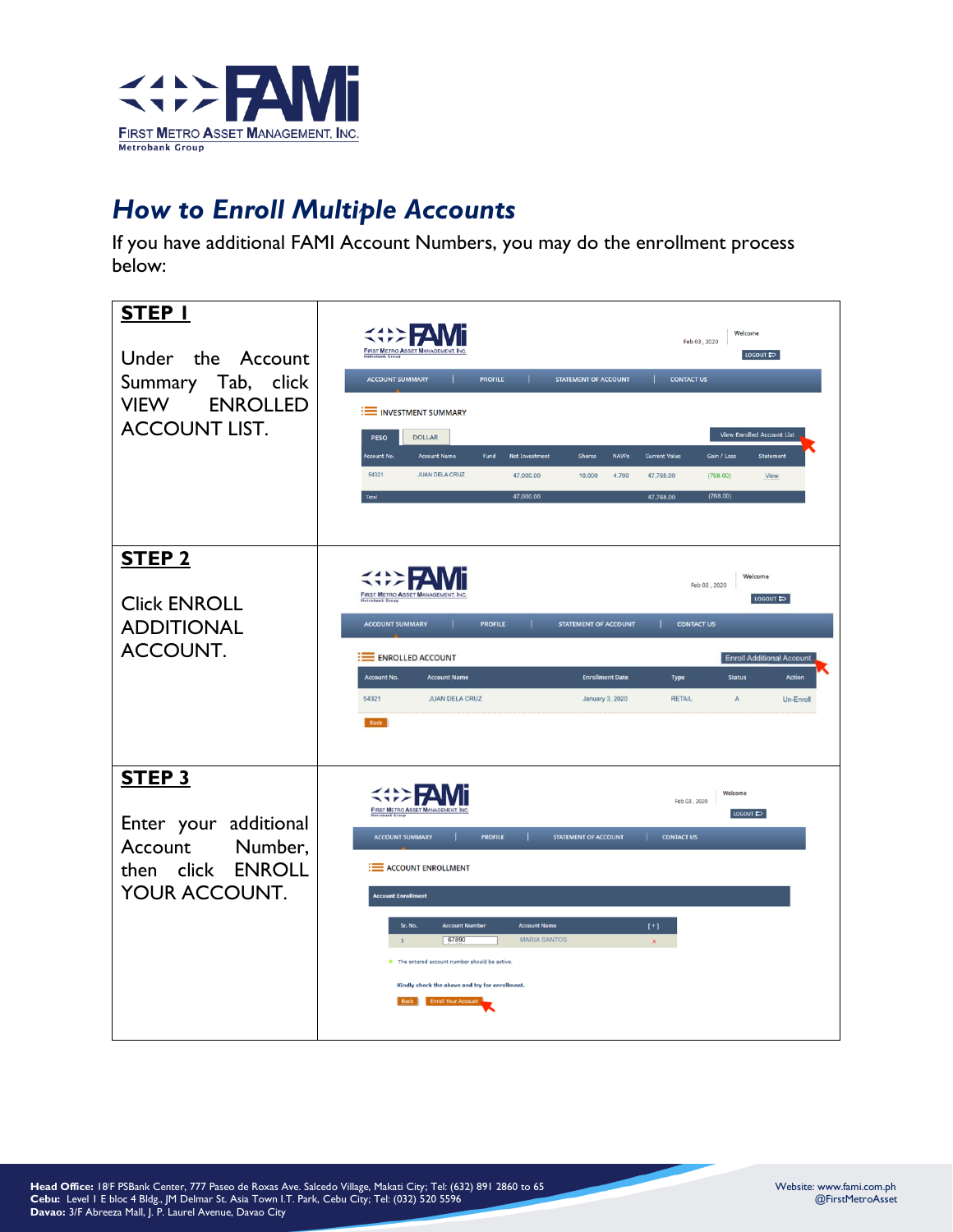## *How to Enroll Multiple Accounts*

If you have additional FAMI Account Numbers, you may do the enrollment process below:

| | |
|---|---|
| **STEP 1**<br><br>Under the Account Summary Tab, click VIEW ENROLLED ACCOUNT LIST. | |
| **STEP 2**<br><br>Click ENROLL ADDITIONAL ACCOUNT. | |
| **STEP 3**<br><br>Enter your additional Account Number, then click ENROLL YOUR ACCOUNT. | |